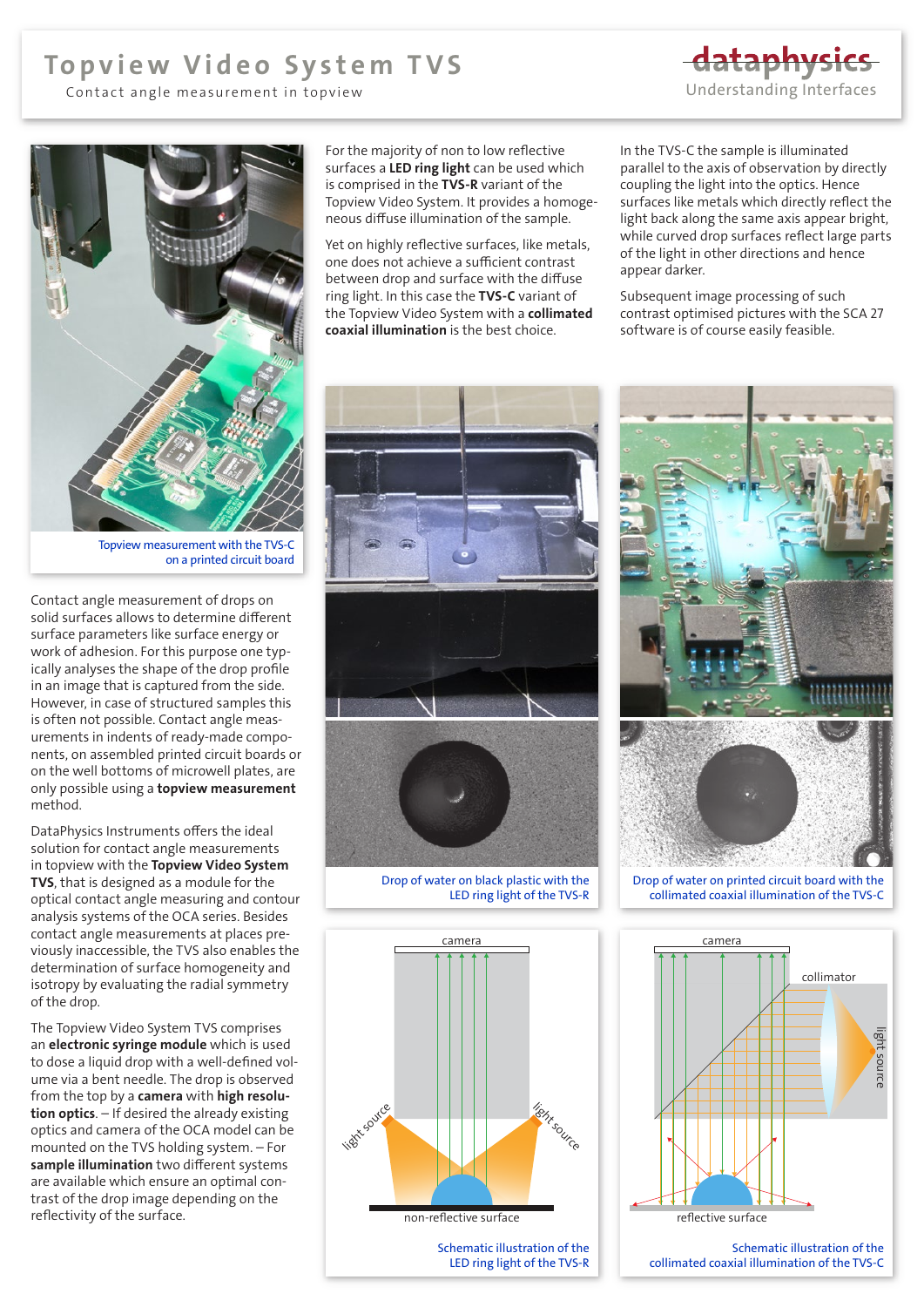# Topview Video System TVS

Contact angle measurement in topview

Topview measurement with the TVS-C on a printed circuit board

Contact angle measurement of drops on solid surfaces allows to determine different surface parameters like surface energy or work of adhesion. For this purpose one typically analyses the shape of the drop profile in an image that is captured from the side. However, in case of structured samples this is often not possible. Contact angle measurements in indents of ready-made components, on assembled printed circuit boards or on the well bottoms of microwell plates, are only possible using a **topview measurement** method.

DataPhysics Instruments offers the ideal solution for contact angle measurements in topview with the **Topview Video System TVS**, that is designed as a module for the optical contact angle measuring and contour analysis systems of the OCA series. Besides contact angle measurements at places previously inaccessible, the TVS also enables the determination of surface homogeneity and isotropy by evaluating the radial symmetry of the drop.

The Topview Video System TVS comprises an **electronic syringe module** which is used to dose a liquid drop with a well-defined volume via a bent needle. The drop is observed from the top by a **camera** with **high resolution optics**. – If desired the already existing optics and camera of the OCA model can be mounted on the TVS holding system. – For **sample illumination** two different systems are available which ensure an optimal contrast of the drop image depending on the reflectivity of the surface.

For the majority of non to low reflective surfaces a **LED ring light** can be used which is comprised in the **TVS-R** variant of the Topview Video System. It provides a homogeneous diffuse illumination of the sample.

Yet on highly reflective surfaces, like metals, one does not achieve a sufficient contrast between drop and surface with the diffuse ring light. In this case the **TVS-C** variant of the Topview Video System with a **collimated coaxial illumination** is the best choice.

In the TVS-C the sample is illuminated parallel to the axis of observation by directly coupling the light into the optics. Hence surfaces like metals which directly reflect the light back along the same axis appear bright, while curved drop surfaces reflect large parts of the light in other directions and hence appear darker.

Subsequent image processing of such contrast optimised pictures with the SCA 27 software is of course easily feasible.

Drop of water on black plastic with the LED ring light of the TVS-R

Drop of water on printed circuit board with the collimated coaxial illumination of the TVS-C

Schematic illustration of the LED ring light of the TVS-R

Schematic illustration of the collimated coaxial illumination of the TVS-C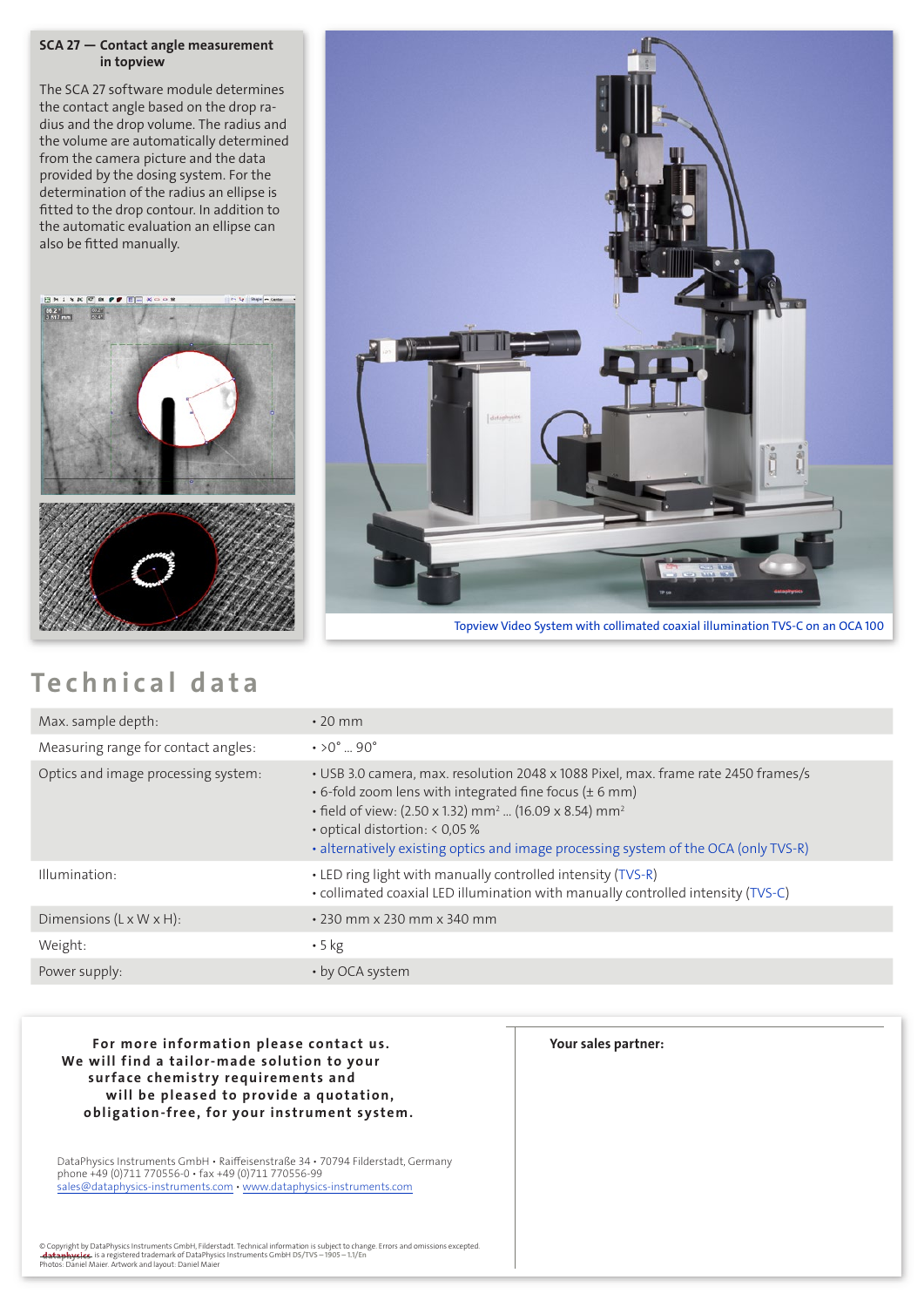**SCA 27 — Contact angle measurement in topview**

The SCA 27 software module determines the contact angle based on the drop radius and the drop volume. The radius and the volume are automatically determined from the camera picture and the data provided by the dosing system. For the determination of the radius an ellipse is fitted to the drop contour. In addition to the automatic evaluation an ellipse can also be fitted manually.

Topview Video System with collimated coaxial illumination TVS-C on an OCA 100

# Technical data

| | |
|---|---|
| Max. sample depth: | • 20 mm |
| Measuring range for contact angles: | • >0° ... 90° |
| Optics and image processing system: | • USB 3.0 camera, max. resolution 2048 x 1088 Pixel, max. frame rate 2450 frames/s<br>• 6-fold zoom lens with integrated fine focus (± 6 mm)<br>• field of view: (2.50 x 1.32) mm² ... (16.09 x 8.54) mm²<br>• optical distortion: < 0,05 %<br>• alternatively existing optics and image processing system of the OCA (only TVS-R) |
| Illumination: | • LED ring light with manually controlled intensity (TVS-R)<br>• collimated coaxial LED illumination with manually controlled intensity (TVS-C) |
| Dimensions (L x W x H): | • 230 mm x 230 mm x 340 mm |
| Weight: | • 5 kg |
| Power supply: | • by OCA system |

**For more information please contact us. We will find a tailor-made solution to your surface chemistry requirements and will be pleased to provide a quotation, obligation-free, for your instrument system.**

DataPhysics Instruments GmbH • Raiffeisenstraße 34 • 70794 Filderstadt, Germany
phone +49 (0)711 770556-0 • fax +49 (0)711 770556-99
sales@dataphysics-instruments.com • www.dataphysics-instruments.com

**Your sales partner:**

© Copyright by DataPhysics Instruments GmbH, Filderstadt. Technical information is subject to change. Errors and omissions excepted.
dataphysics is a registered trademark of DataPhysics Instruments GmbH DS/TVS – 1905 – 1.1/En
Photos: Daniel Maier. Artwork and layout: Daniel Maier